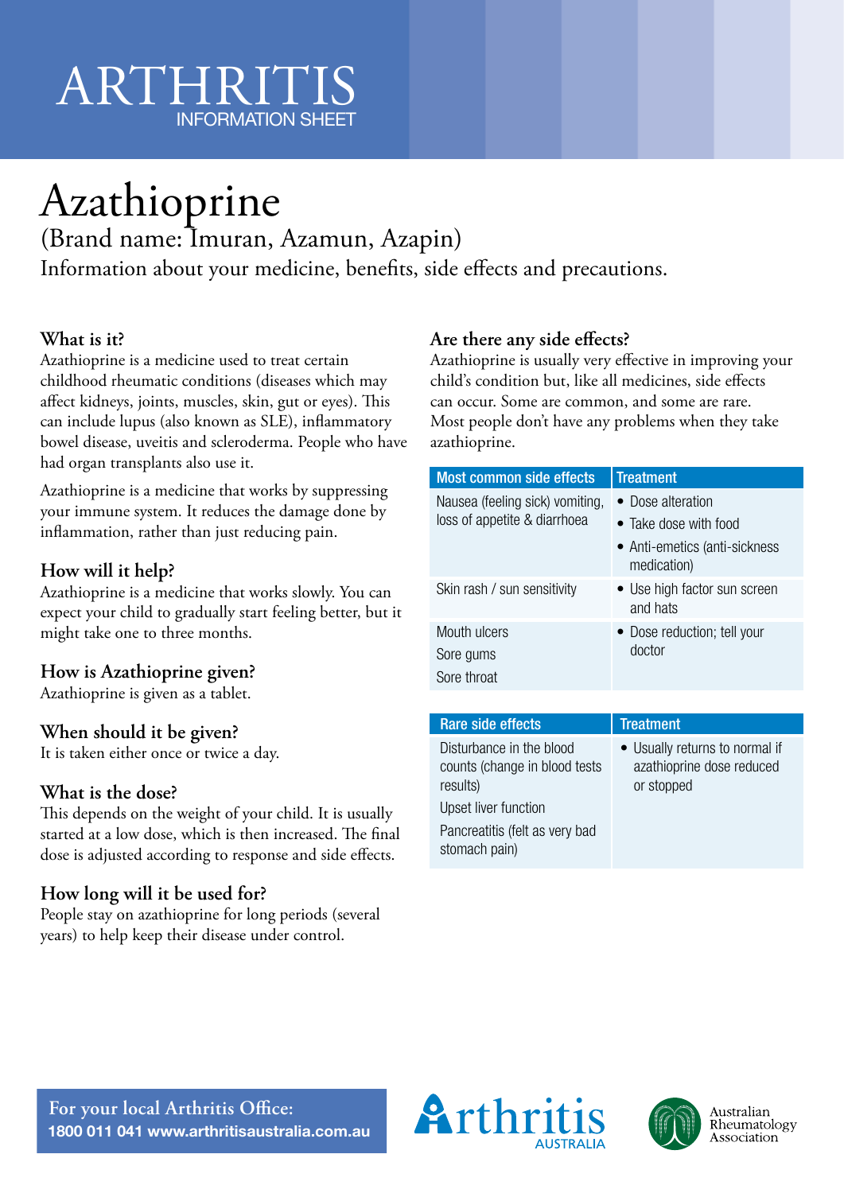# ARTHRITIS
INFORMATION SHEET

# Azathioprine

(Brand name: Imuran, Azamun, Azapin)

Information about your medicine, benefits, side effects and precautions.

## What is it?

Azathioprine is a medicine used to treat certain childhood rheumatic conditions (diseases which may affect kidneys, joints, muscles, skin, gut or eyes). This can include lupus (also known as SLE), inflammatory bowel disease, uveitis and scleroderma. People who have had organ transplants also use it.

Azathioprine is a medicine that works by suppressing your immune system. It reduces the damage done by inflammation, rather than just reducing pain.

## How will it help?

Azathioprine is a medicine that works slowly. You can expect your child to gradually start feeling better, but it might take one to three months.

## How is Azathioprine given?

Azathioprine is given as a tablet.

## When should it be given?

It is taken either once or twice a day.

## What is the dose?

This depends on the weight of your child. It is usually started at a low dose, which is then increased. The final dose is adjusted according to response and side effects.

## How long will it be used for?

People stay on azathioprine for long periods (several years) to help keep their disease under control.

## Are there any side effects?

Azathioprine is usually very effective in improving your child's condition but, like all medicines, side effects can occur. Some are common, and some are rare. Most people don't have any problems when they take azathioprine.

| Most common side effects | Treatment |
|---|---|
| Nausea (feeling sick) vomiting, loss of appetite & diarrhoea | • Dose alteration<br>• Take dose with food<br>• Anti-emetics (anti-sickness medication) |
| Skin rash / sun sensitivity | • Use high factor sun screen and hats |
| Mouth ulcers<br>Sore gums<br>Sore throat | • Dose reduction; tell your doctor |

| Rare side effects | Treatment |
|---|---|
| Disturbance in the blood counts (change in blood tests results)<br>Upset liver function<br>Pancreatitis (felt as very bad stomach pain) | • Usually returns to normal if azathioprine dose reduced or stopped |

For your local Arthritis Office:
1800 011 041 www.arthritisaustralia.com.au

Arthritis Australia

Australian Rheumatology Association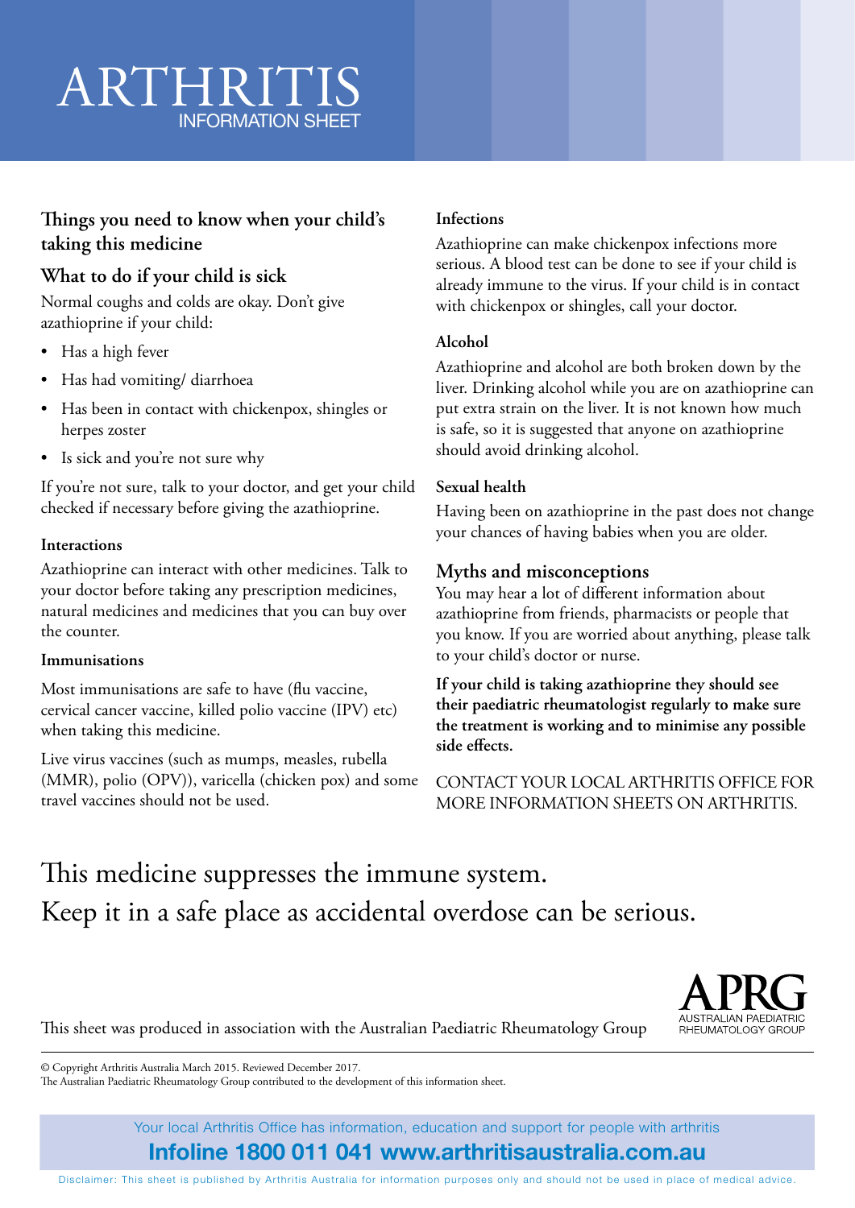# ARTHRITIS

INFORMATION SHEET

## Things you need to know when your child's taking this medicine

### What to do if your child is sick

Normal coughs and colds are okay. Don't give azathioprine if your child:

- Has a high fever
- Has had vomiting/ diarrhoea
- Has been in contact with chickenpox, shingles or herpes zoster
- Is sick and you're not sure why

If you're not sure, talk to your doctor, and get your child checked if necessary before giving the azathioprine.

#### Interactions

Azathioprine can interact with other medicines. Talk to your doctor before taking any prescription medicines, natural medicines and medicines that you can buy over the counter.

#### Immunisations

Most immunisations are safe to have (flu vaccine, cervical cancer vaccine, killed polio vaccine (IPV) etc) when taking this medicine.

Live virus vaccines (such as mumps, measles, rubella (MMR), polio (OPV)), varicella (chicken pox) and some travel vaccines should not be used.

#### Infections

Azathioprine can make chickenpox infections more serious. A blood test can be done to see if your child is already immune to the virus. If your child is in contact with chickenpox or shingles, call your doctor.

#### Alcohol

Azathioprine and alcohol are both broken down by the liver. Drinking alcohol while you are on azathioprine can put extra strain on the liver. It is not known how much is safe, so it is suggested that anyone on azathioprine should avoid drinking alcohol.

#### Sexual health

Having been on azathioprine in the past does not change your chances of having babies when you are older.

### Myths and misconceptions

You may hear a lot of different information about azathioprine from friends, pharmacists or people that you know. If you are worried about anything, please talk to your child's doctor or nurse.

**If your child is taking azathioprine they should see their paediatric rheumatologist regularly to make sure the treatment is working and to minimise any possible side effects.**

CONTACT YOUR LOCAL ARTHRITIS OFFICE FOR MORE INFORMATION SHEETS ON ARTHRITIS.

This medicine suppresses the immune system.
Keep it in a safe place as accidental overdose can be serious.

This sheet was produced in association with the Australian Paediatric Rheumatology Group

APRG AUSTRALIAN PAEDIATRIC RHEUMATOLOGY GROUP

© Copyright Arthritis Australia March 2015. Reviewed December 2017.
The Australian Paediatric Rheumatology Group contributed to the development of this information sheet.

Your local Arthritis Office has information, education and support for people with arthritis

**Infoline 1800 011 041 www.arthritisaustralia.com.au**

Disclaimer: This sheet is published by Arthritis Australia for information purposes only and should not be used in place of medical advice.